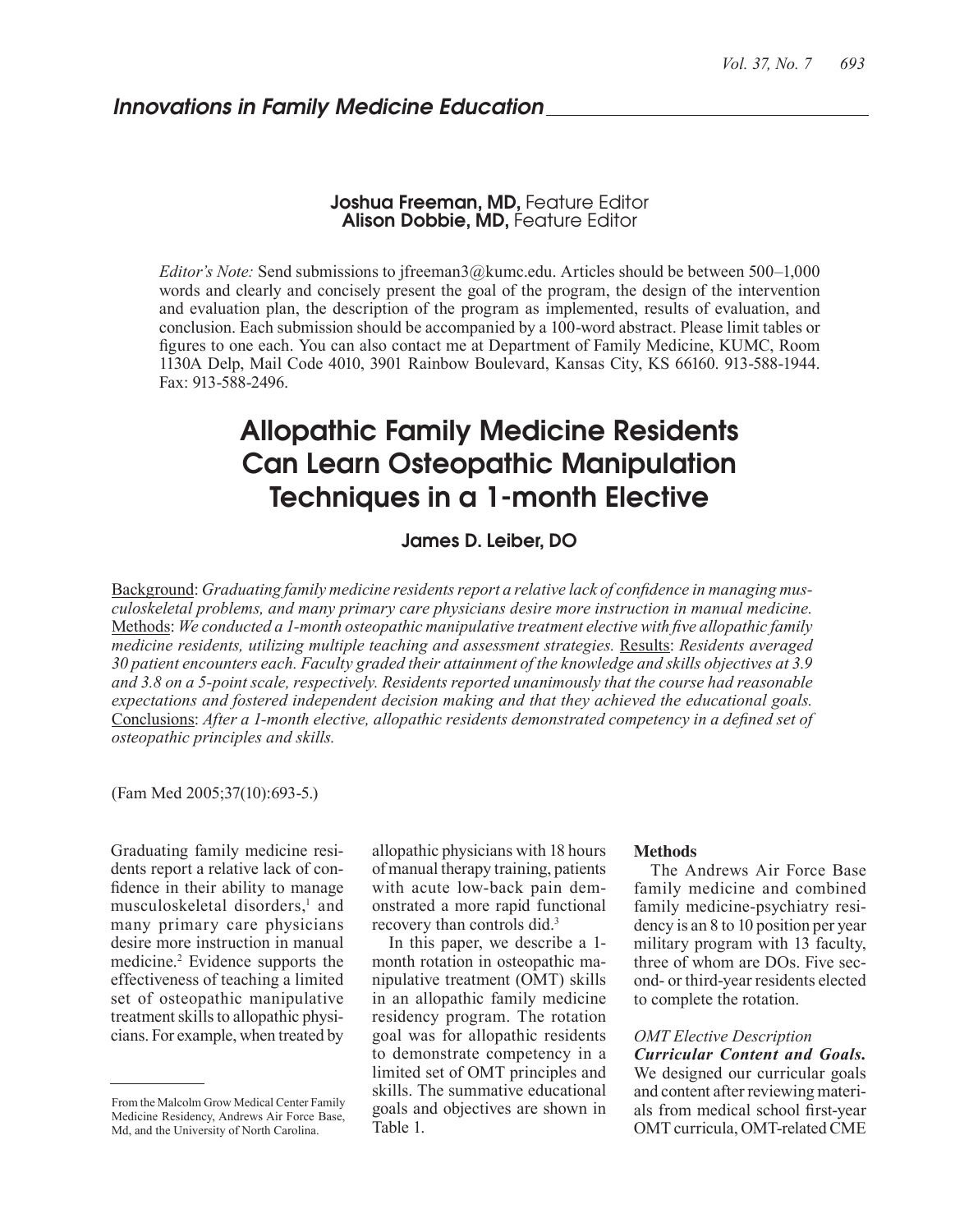## Innovations in Family Medicine Education

**Joshua Freeman, MD,** Feature Editor
**Alison Dobbie, MD,** Feature Editor

*Editor's Note:* Send submissions to jfreeman3@kumc.edu. Articles should be between 500–1,000 words and clearly and concisely present the goal of the program, the design of the intervention and evaluation plan, the description of the program as implemented, results of evaluation, and conclusion. Each submission should be accompanied by a 100-word abstract. Please limit tables or figures to one each. You can also contact me at Department of Family Medicine, KUMC, Room 1130A Delp, Mail Code 4010, 3901 Rainbow Boulevard, Kansas City, KS 66160. 913-588-1944. Fax: 913-588-2496.

# Allopathic Family Medicine Residents Can Learn Osteopathic Manipulation Techniques in a 1-month Elective

**James D. Leiber, DO**

Background: *Graduating family medicine residents report a relative lack of confidence in managing musculoskeletal problems, and many primary care physicians desire more instruction in manual medicine.* Methods: *We conducted a 1-month osteopathic manipulative treatment elective with five allopathic family medicine residents, utilizing multiple teaching and assessment strategies.* Results: *Residents averaged 30 patient encounters each. Faculty graded their attainment of the knowledge and skills objectives at 3.9 and 3.8 on a 5-point scale, respectively. Residents reported unanimously that the course had reasonable expectations and fostered independent decision making and that they achieved the educational goals.* Conclusions: *After a 1-month elective, allopathic residents demonstrated competency in a defined set of osteopathic principles and skills.*

(Fam Med 2005;37(10):693-5.)

Graduating family medicine residents report a relative lack of confidence in their ability to manage musculoskeletal disorders,[1] and many primary care physicians desire more instruction in manual medicine.[2] Evidence supports the effectiveness of teaching a limited set of osteopathic manipulative treatment skills to allopathic physicians. For example, when treated by allopathic physicians with 18 hours of manual therapy training, patients with acute low-back pain demonstrated a more rapid functional recovery than controls did.[3]

In this paper, we describe a 1-month rotation in osteopathic manipulative treatment (OMT) skills in an allopathic family medicine residency program. The rotation goal was for allopathic residents to demonstrate competency in a limited set of OMT principles and skills. The summative educational goals and objectives are shown in Table 1.

### Methods

The Andrews Air Force Base family medicine and combined family medicine-psychiatry residency is an 8 to 10 position per year military program with 13 faculty, three of whom are DOs. Five second- or third-year residents elected to complete the rotation.

*OMT Elective Description*

***Curricular Content and Goals.*** We designed our curricular goals and content after reviewing materials from medical school first-year OMT curricula, OMT-related CME

From the Malcolm Grow Medical Center Family Medicine Residency, Andrews Air Force Base, Md, and the University of North Carolina.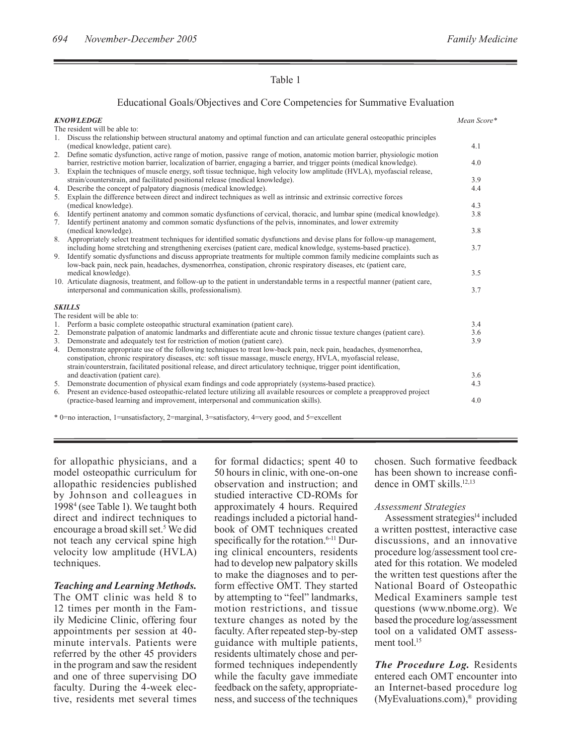Table 1

Educational Goals/Objectives and Core Competencies for Summative Evaluation

| | Mean Score* |
|---|---|
| ***KNOWLEDGE*** | |
| The resident will be able to: | |
| 1. Discuss the relationship between structural anatomy and optimal function and can articulate general osteopathic principles (medical knowledge, patient care). | 4.1 |
| 2. Define somatic dysfunction, active range of motion, passive range of motion, anatomic motion barrier, physiologic motion barrier, restrictive motion barrier, localization of barrier, engaging a barrier, and trigger points (medical knowledge). | 4.0 |
| 3. Explain the techniques of muscle energy, soft tissue technique, high velocity low amplitude (HVLA), myofascial release, strain/counterstrain, and facilitated positional release (medical knowledge). | 3.9 |
| 4. Describe the concept of palpatory diagnosis (medical knowledge). | 4.4 |
| 5. Explain the difference between direct and indirect techniques as well as intrinsic and extrinsic corrective forces (medical knowledge). | 4.3 |
| 6. Identify pertinent anatomy and common somatic dysfunctions of cervical, thoracic, and lumbar spine (medical knowledge). | 3.8 |
| 7. Identify pertinent anatomy and common somatic dysfunctions of the pelvis, innominates, and lower extremity (medical knowledge). | 3.8 |
| 8. Appropriately select treatment techniques for identified somatic dysfunctions and devise plans for follow-up management, including home stretching and strengthening exercises (patient care, medical knowledge, systems-based practice). | 3.7 |
| 9. Identify somatic dysfunctions and discuss appropriate treatments for multiple common family medicine complaints such as low-back pain, neck pain, headaches, dysmenorrhea, constipation, chronic respiratory diseases, etc (patient care, medical knowledge). | 3.5 |
| 10. Articulate diagnosis, treatment, and follow-up to the patient in understandable terms in a respectful manner (patient care, interpersonal and communication skills, professionalism). | 3.7 |
| ***SKILLS*** | |
| The resident will be able to: | |
| 1. Perform a basic complete osteopathic structural examination (patient care). | 3.4 |
| 2. Demonstrate palpation of anatomic landmarks and differentiate acute and chronic tissue texture changes (patient care). | 3.6 |
| 3. Demonstrate and adequately test for restriction of motion (patient care). | 3.9 |
| 4. Demonstrate appropriate use of the following techniques to treat low-back pain, neck pain, headaches, dysmenorrhea, constipation, chronic respiratory diseases, etc: soft tissue massage, muscle energy, HVLA, myofascial release, strain/counterstrain, facilitated positional release, and direct articulatory technique, trigger point identification, and deactivation (patient care). | 3.6 |
| 5. Demonstrate documentation of physical exam findings and code appropriately (systems-based practice). | 4.3 |
| 6. Present an evidence-based osteopathic-related lecture utilizing all available resources or complete a preapproved project (practice-based learning and improvement, interpersonal and communication skills). | 4.0 |

\* 0=no interaction, 1=unsatisfactory, 2=marginal, 3=satisfactory, 4=very good, and 5=excellent

for allopathic physicians, and a model osteopathic curriculum for allopathic residencies published by Johnson and colleagues in 1998[4] (see Table 1). We taught both direct and indirect techniques to encourage a broad skill set.[5] We did not teach any cervical spine high velocity low amplitude (HVLA) techniques.

***Teaching and Learning Methods.*** The OMT clinic was held 8 to 12 times per month in the Family Medicine Clinic, offering four appointments per session at 40-minute intervals. Patients were referred by the other 45 providers in the program and saw the resident and one of three supervising DO faculty. During the 4-week elective, residents met several times for formal didactics; spent 40 to 50 hours in clinic, with one-on-one observation and instruction; and studied interactive CD-ROMs for approximately 4 hours. Required readings included a pictorial handbook of OMT techniques created specifically for the rotation.[6-11] During clinical encounters, residents had to develop new palpatory skills to make the diagnoses and to perform effective OMT. They started by attempting to "feel" landmarks, motion restrictions, and tissue texture changes as noted by the faculty. After repeated step-by-step guidance with multiple patients, residents ultimately chose and performed techniques independently while the faculty gave immediate feedback on the safety, appropriateness, and success of the techniques chosen. Such formative feedback has been shown to increase confidence in OMT skills.[12,13]

*Assessment Strategies*

Assessment strategies[14] included a written posttest, interactive case discussions, and an innovative procedure log/assessment tool created for this rotation. We modeled the written test questions after the National Board of Osteopathic Medical Examiners sample test questions (www.nbome.org). We based the procedure log/assessment tool on a validated OMT assessment tool.[15]

***The Procedure Log.*** Residents entered each OMT encounter into an Internet-based procedure log (MyEvaluations.com),® providing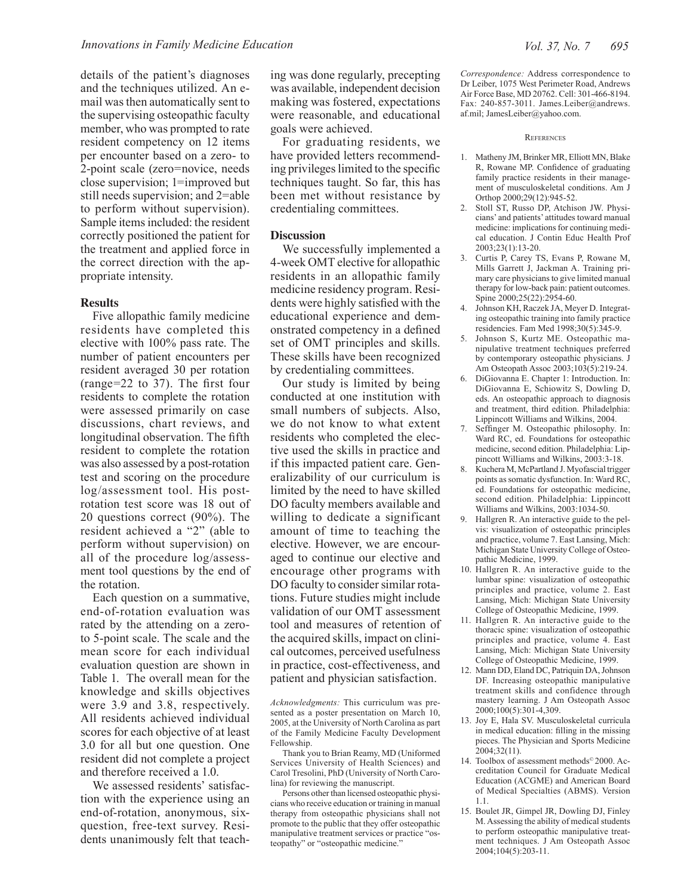details of the patient's diagnoses and the techniques utilized. An e-mail was then automatically sent to the supervising osteopathic faculty member, who was prompted to rate resident competency on 12 items per encounter based on a zero- to 2-point scale (zero=novice, needs close supervision; 1=improved but still needs supervision; and 2=able to perform without supervision). Sample items included: the resident correctly positioned the patient for the treatment and applied force in the correct direction with the appropriate intensity.

### Results

Five allopathic family medicine residents have completed this elective with 100% pass rate. The number of patient encounters per resident averaged 30 per rotation (range=22 to 37). The first four residents to complete the rotation were assessed primarily on case discussions, chart reviews, and longitudinal observation. The fifth resident to complete the rotation was also assessed by a post-rotation test and scoring on the procedure log/assessment tool. His post-rotation test score was 18 out of 20 questions correct (90%). The resident achieved a "2" (able to perform without supervision) on all of the procedure log/assessment tool questions by the end of the rotation.

Each question on a summative, end-of-rotation evaluation was rated by the attending on a zero- to 5-point scale. The scale and the mean score for each individual evaluation question are shown in Table 1. The overall mean for the knowledge and skills objectives were 3.9 and 3.8, respectively. All residents achieved individual scores for each objective of at least 3.0 for all but one question. One resident did not complete a project and therefore received a 1.0.

We assessed residents' satisfaction with the experience using an end-of-rotation, anonymous, six-question, free-text survey. Residents unanimously felt that teaching was done regularly, precepting was available, independent decision making was fostered, expectations were reasonable, and educational goals were achieved.

For graduating residents, we have provided letters recommending privileges limited to the specific techniques taught. So far, this has been met without resistance by credentialing committees.

### Discussion

We successfully implemented a 4-week OMT elective for allopathic residents in an allopathic family medicine residency program. Residents were highly satisfied with the educational experience and demonstrated competency in a defined set of OMT principles and skills. These skills have been recognized by credentialing committees.

Our study is limited by being conducted at one institution with small numbers of subjects. Also, we do not know to what extent residents who completed the elective used the skills in practice and if this impacted patient care. Generalizability of our curriculum is limited by the need to have skilled DO faculty members available and willing to dedicate a significant amount of time to teaching the elective. However, we are encouraged to continue our elective and encourage other programs with DO faculty to consider similar rotations. Future studies might include validation of our OMT assessment tool and measures of retention of the acquired skills, impact on clinical outcomes, perceived usefulness in practice, cost-effectiveness, and patient and physician satisfaction.

*Acknowledgments:* This curriculum was presented as a poster presentation on March 10, 2005, at the University of North Carolina as part of the Family Medicine Faculty Development Fellowship.

Thank you to Brian Reamy, MD (Uniformed Services University of Health Sciences) and Carol Tresolini, PhD (University of North Carolina) for reviewing the manuscript.

Persons other than licensed osteopathic physicians who receive education or training in manual therapy from osteopathic physicians shall not promote to the public that they offer osteopathic manipulative treatment services or practice "osteopathy" or "osteopathic medicine."

*Correspondence:* Address correspondence to Dr Leiber, 1075 West Perimeter Road, Andrews Air Force Base, MD 20762. Cell: 301-466-8194. Fax: 240-857-3011. James.Leiber@andrews.af.mil; JamesLeiber@yahoo.com.

### References

1. Matheny JM, Brinker MR, Elliott MN, Blake R, Rowane MP. Confidence of graduating family practice residents in their management of musculoskeletal conditions. Am J Orthop 2000;29(12):945-52.
2. Stoll ST, Russo DP, Atchison JW. Physicians' and patients' attitudes toward manual medicine: implications for continuing medical education. J Contin Educ Health Prof 2003;23(1):13-20.
3. Curtis P, Carey TS, Evans P, Rowane M, Mills Garrett J, Jackman A. Training primary care physicians to give limited manual therapy for low-back pain: patient outcomes. Spine 2000;25(22):2954-60.
4. Johnson KH, Raczek JA, Meyer D. Integrating osteopathic training into family practice residencies. Fam Med 1998;30(5):345-9.
5. Johnson S, Kurtz ME. Osteopathic manipulative treatment techniques preferred by contemporary osteopathic physicians. J Am Osteopath Assoc 2003;103(5):219-24.
6. DiGiovanna E. Chapter 1: Introduction. In: DiGiovanna E, Schiowitz S, Dowling D, eds. An osteopathic approach to diagnosis and treatment, third edition. Philadelphia: Lippincott Williams and Wilkins, 2004.
7. Seffinger M. Osteopathic philosophy. In: Ward RC, ed. Foundations for osteopathic medicine, second edition. Philadelphia: Lippincott Williams and Wilkins, 2003:3-18.
8. Kuchera M, McPartland J. Myofascial trigger points as somatic dysfunction. In: Ward RC, ed. Foundations for osteopathic medicine, second edition. Philadelphia: Lippincott Williams and Wilkins, 2003:1034-50.
9. Hallgren R. An interactive guide to the pelvis: visualization of osteopathic principles and practice, volume 7. East Lansing, Mich: Michigan State University College of Osteopathic Medicine, 1999.
10. Hallgren R. An interactive guide to the lumbar spine: visualization of osteopathic principles and practice, volume 2. East Lansing, Mich: Michigan State University College of Osteopathic Medicine, 1999.
11. Hallgren R. An interactive guide to the thoracic spine: visualization of osteopathic principles and practice, volume 4. East Lansing, Mich: Michigan State University College of Osteopathic Medicine, 1999.
12. Mann DD, Eland DC, Patriquin DA, Johnson DF. Increasing osteopathic manipulative treatment skills and confidence through mastery learning. J Am Osteopath Assoc 2000;100(5):301-4,309.
13. Joy E, Hala SV. Musculoskeletal curricula in medical education: filling in the missing pieces. The Physician and Sports Medicine 2004;32(11).
14. Toolbox of assessment methods© 2000. Accreditation Council for Graduate Medical Education (ACGME) and American Board of Medical Specialties (ABMS). Version 1.1.
15. Boulet JR, Gimpel JR, Dowling DJ, Finley M. Assessing the ability of medical students to perform osteopathic manipulative treatment techniques. J Am Osteopath Assoc 2004;104(5):203-11.